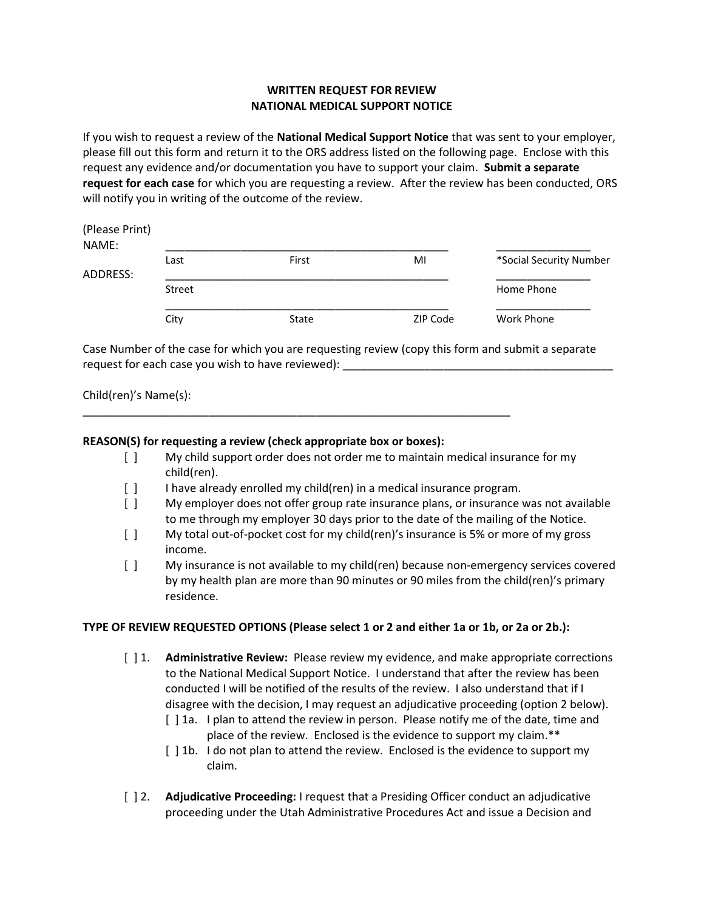# WRITTEN REQUEST FOR REVIEW
# NATIONAL MEDICAL SUPPORT NOTICE

If you wish to request a review of the **National Medical Support Notice** that was sent to your employer, please fill out this form and return it to the ORS address listed on the following page. Enclose with this request any evidence and/or documentation you have to support your claim. **Submit a separate request for each case** for which you are requesting a review. After the review has been conducted, ORS will notify you in writing of the outcome of the review.

(Please Print)

NAME: _______________________________________________ _______________

Last First MI *Social Security Number

ADDRESS: _______________________________________________ _______________

Street Home Phone

_______________________________________________ _______________

City State ZIP Code Work Phone

Case Number of the case for which you are requesting review (copy this form and submit a separate request for each case you wish to have reviewed): ___________________________________________

Child(ren)'s Name(s):

______________________________________________________________________

**REASON(S) for requesting a review (check appropriate box or boxes):**

- [ ] My child support order does not order me to maintain medical insurance for my child(ren).
- [ ] I have already enrolled my child(ren) in a medical insurance program.
- [ ] My employer does not offer group rate insurance plans, or insurance was not available to me through my employer 30 days prior to the date of the mailing of the Notice.
- [ ] My total out-of-pocket cost for my child(ren)'s insurance is 5% or more of my gross income.
- [ ] My insurance is not available to my child(ren) because non-emergency services covered by my health plan are more than 90 minutes or 90 miles from the child(ren)'s primary residence.

**TYPE OF REVIEW REQUESTED OPTIONS (Please select 1 or 2 and either 1a or 1b, or 2a or 2b.):**

[ ] 1. **Administrative Review:** Please review my evidence, and make appropriate corrections to the National Medical Support Notice. I understand that after the review has been conducted I will be notified of the results of the review. I also understand that if I disagree with the decision, I may request an adjudicative proceeding (option 2 below).

- [ ] 1a. I plan to attend the review in person. Please notify me of the date, time and place of the review. Enclosed is the evidence to support my claim.**
- [ ] 1b. I do not plan to attend the review. Enclosed is the evidence to support my claim.

[ ] 2. **Adjudicative Proceeding:** I request that a Presiding Officer conduct an adjudicative proceeding under the Utah Administrative Procedures Act and issue a Decision and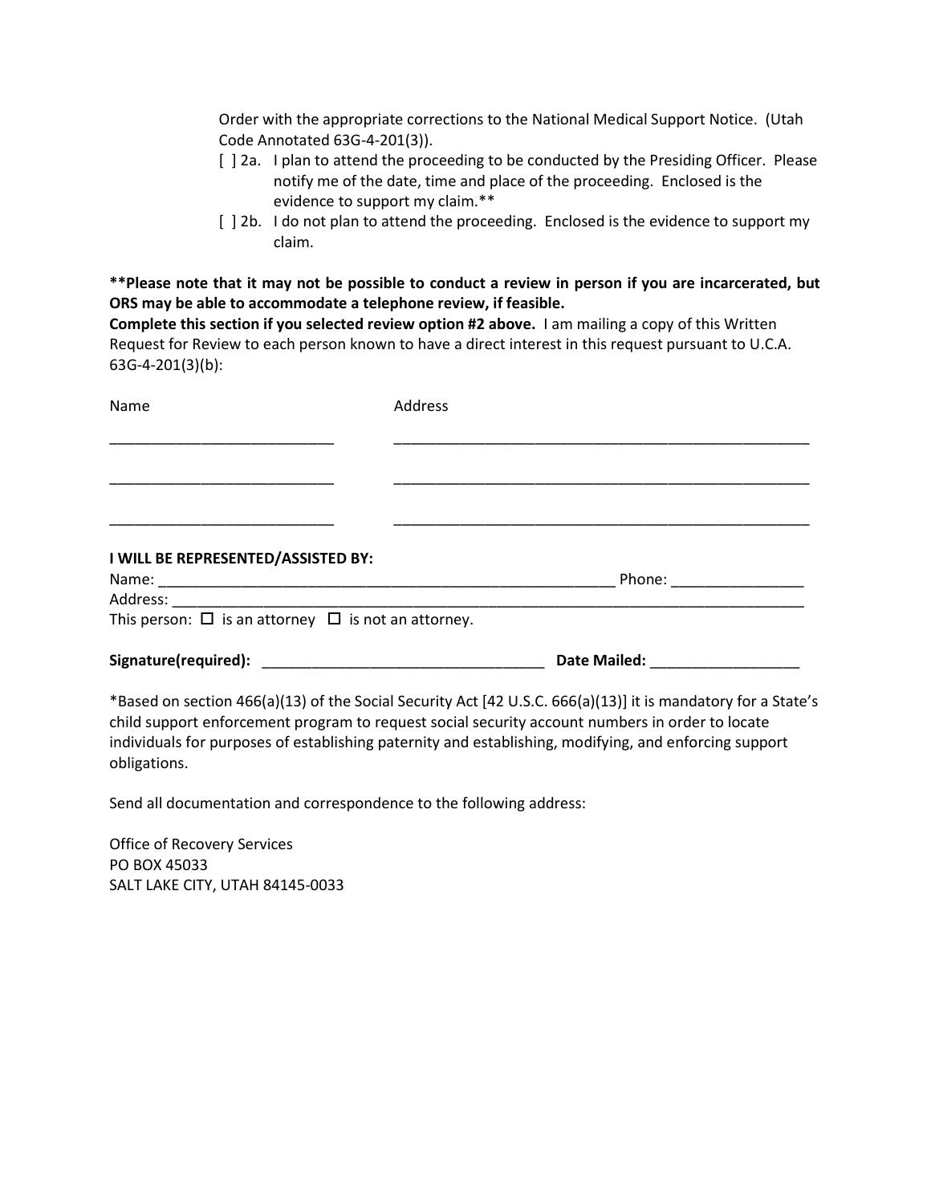Order with the appropriate corrections to the National Medical Support Notice. (Utah Code Annotated 63G-4-201(3)).

[ ] 2a. I plan to attend the proceeding to be conducted by the Presiding Officer. Please notify me of the date, time and place of the proceeding. Enclosed is the evidence to support my claim.**

[ ] 2b. I do not plan to attend the proceeding. Enclosed is the evidence to support my claim.

**\*\*Please note that it may not be possible to conduct a review in person if you are incarcerated, but ORS may be able to accommodate a telephone review, if feasible.**

**Complete this section if you selected review option #2 above.** I am mailing a copy of this Written Request for Review to each person known to have a direct interest in this request pursuant to U.C.A. 63G-4-201(3)(b):

| Name | Address |
|---|---|
| ___________________________ | ___________________________________________________ |
| ___________________________ | ___________________________________________________ |
| ___________________________ | ___________________________________________________ |

**I WILL BE REPRESENTED/ASSISTED BY:**

Name: _______________________________________________________ Phone: ________________

Address: ______________________________________________________________________________

This person: ☐ is an attorney ☐ is not an attorney.

**Signature(required):** __________________________________ **Date Mailed:** __________________

*Based on section 466(a)(13) of the Social Security Act [42 U.S.C. 666(a)(13)] it is mandatory for a State's child support enforcement program to request social security account numbers in order to locate individuals for purposes of establishing paternity and establishing, modifying, and enforcing support obligations.

Send all documentation and correspondence to the following address:

Office of Recovery Services
PO BOX 45033
SALT LAKE CITY, UTAH 84145-0033